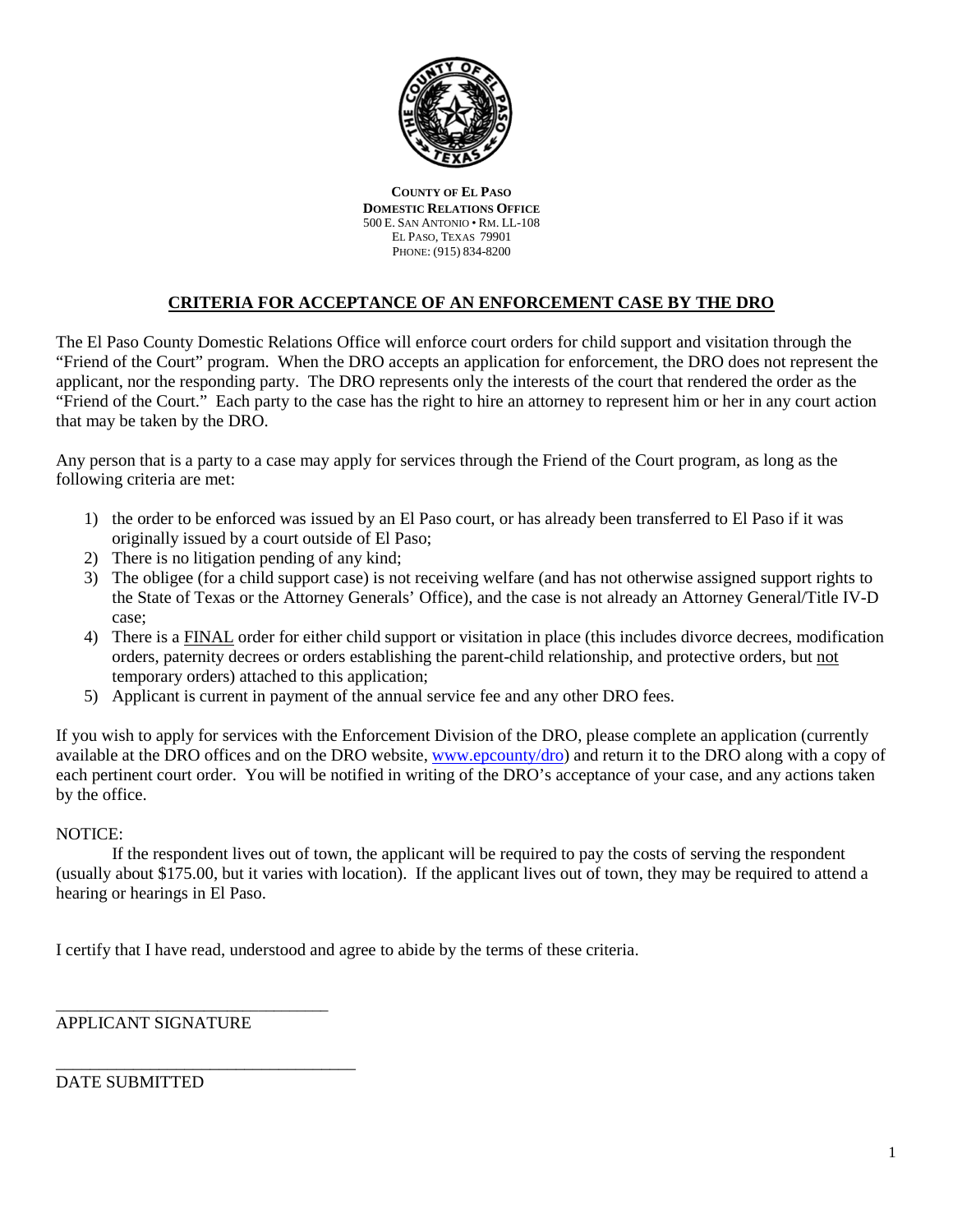**COUNTY OF EL PASO**
**DOMESTIC RELATIONS OFFICE**
500 E. SAN ANTONIO • RM. LL-108
EL PASO, TEXAS 79901
PHONE: (915) 834-8200

## CRITERIA FOR ACCEPTANCE OF AN ENFORCEMENT CASE BY THE DRO

The El Paso County Domestic Relations Office will enforce court orders for child support and visitation through the "Friend of the Court" program. When the DRO accepts an application for enforcement, the DRO does not represent the applicant, nor the responding party. The DRO represents only the interests of the court that rendered the order as the "Friend of the Court." Each party to the case has the right to hire an attorney to represent him or her in any court action that may be taken by the DRO.

Any person that is a party to a case may apply for services through the Friend of the Court program, as long as the following criteria are met:

1) the order to be enforced was issued by an El Paso court, or has already been transferred to El Paso if it was originally issued by a court outside of El Paso;
2) There is no litigation pending of any kind;
3) The obligee (for a child support case) is not receiving welfare (and has not otherwise assigned support rights to the State of Texas or the Attorney Generals' Office), and the case is not already an Attorney General/Title IV-D case;
4) There is a FINAL order for either child support or visitation in place (this includes divorce decrees, modification orders, paternity decrees or orders establishing the parent-child relationship, and protective orders, but not temporary orders) attached to this application;
5) Applicant is current in payment of the annual service fee and any other DRO fees.

If you wish to apply for services with the Enforcement Division of the DRO, please complete an application (currently available at the DRO offices and on the DRO website, www.epcounty/dro) and return it to the DRO along with a copy of each pertinent court order. You will be notified in writing of the DRO's acceptance of your case, and any actions taken by the office.

NOTICE:

If the respondent lives out of town, the applicant will be required to pay the costs of serving the respondent (usually about $175.00, but it varies with location). If the applicant lives out of town, they may be required to attend a hearing or hearings in El Paso.

I certify that I have read, understood and agree to abide by the terms of these criteria.

\_\_\_\_\_\_\_\_\_\_\_\_\_\_\_\_\_\_\_\_\_\_\_\_\_\_\_\_\_\_\_\_
APPLICANT SIGNATURE

\_\_\_\_\_\_\_\_\_\_\_\_\_\_\_\_\_\_\_\_\_\_\_\_\_\_\_\_\_\_\_\_
DATE SUBMITTED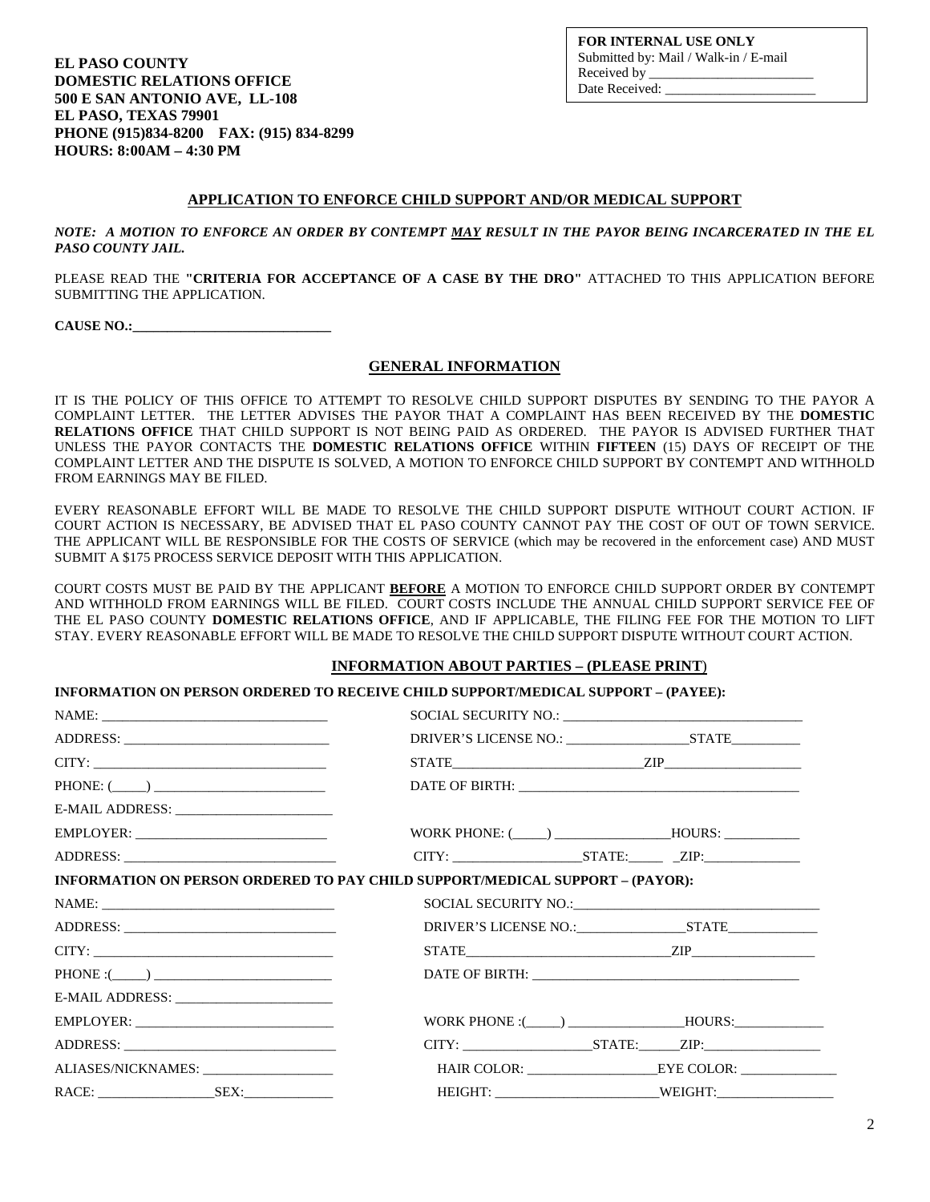**FOR INTERNAL USE ONLY**
Submitted by: Mail / Walk-in / E-mail
Received by ________________________
Date Received: ______________________

**EL PASO COUNTY**
**DOMESTIC RELATIONS OFFICE**
**500 E SAN ANTONIO AVE, LL-108**
**EL PASO, TEXAS 79901**
**PHONE (915)834-8200 FAX: (915) 834-8299**
**HOURS: 8:00AM – 4:30 PM**

## APPLICATION TO ENFORCE CHILD SUPPORT AND/OR MEDICAL SUPPORT

***NOTE: A MOTION TO ENFORCE AN ORDER BY CONTEMPT MAY RESULT IN THE PAYOR BEING INCARCERATED IN THE EL PASO COUNTY JAIL.***

PLEASE READ THE **"CRITERIA FOR ACCEPTANCE OF A CASE BY THE DRO"** ATTACHED TO THIS APPLICATION BEFORE SUBMITTING THE APPLICATION.

**CAUSE NO.:_____________________________**

## GENERAL INFORMATION

IT IS THE POLICY OF THIS OFFICE TO ATTEMPT TO RESOLVE CHILD SUPPORT DISPUTES BY SENDING TO THE PAYOR A COMPLAINT LETTER. THE LETTER ADVISES THE PAYOR THAT A COMPLAINT HAS BEEN RECEIVED BY THE **DOMESTIC RELATIONS OFFICE** THAT CHILD SUPPORT IS NOT BEING PAID AS ORDERED. THE PAYOR IS ADVISED FURTHER THAT UNLESS THE PAYOR CONTACTS THE **DOMESTIC RELATIONS OFFICE** WITHIN **FIFTEEN** (15) DAYS OF RECEIPT OF THE COMPLAINT LETTER AND THE DISPUTE IS SOLVED, A MOTION TO ENFORCE CHILD SUPPORT BY CONTEMPT AND WITHHOLD FROM EARNINGS MAY BE FILED.

EVERY REASONABLE EFFORT WILL BE MADE TO RESOLVE THE CHILD SUPPORT DISPUTE WITHOUT COURT ACTION. IF COURT ACTION IS NECESSARY, BE ADVISED THAT EL PASO COUNTY CANNOT PAY THE COST OF OUT OF TOWN SERVICE. THE APPLICANT WILL BE RESPONSIBLE FOR THE COSTS OF SERVICE (which may be recovered in the enforcement case) AND MUST SUBMIT A $175 PROCESS SERVICE DEPOSIT WITH THIS APPLICATION.

COURT COSTS MUST BE PAID BY THE APPLICANT **BEFORE** A MOTION TO ENFORCE CHILD SUPPORT ORDER BY CONTEMPT AND WITHHOLD FROM EARNINGS WILL BE FILED. COURT COSTS INCLUDE THE ANNUAL CHILD SUPPORT SERVICE FEE OF THE EL PASO COUNTY **DOMESTIC RELATIONS OFFICE**, AND IF APPLICABLE, THE FILING FEE FOR THE MOTION TO LIFT STAY. EVERY REASONABLE EFFORT WILL BE MADE TO RESOLVE THE CHILD SUPPORT DISPUTE WITHOUT COURT ACTION.

## INFORMATION ABOUT PARTIES – (PLEASE PRINT)

**INFORMATION ON PERSON ORDERED TO RECEIVE CHILD SUPPORT/MEDICAL SUPPORT – (PAYEE):**

NAME: _________________________________ SOCIAL SECURITY NO.: ___________________________________

ADDRESS: ______________________________ DRIVER'S LICENSE NO.: __________________STATE__________

CITY: _________________________________ STATE____________________________ZIP____________________

PHONE: (_____) _________________________ DATE OF BIRTH: _________________________________________

E-MAIL ADDRESS: _______________________

EMPLOYER: ____________________________ WORK PHONE: (_____) _________________HOURS: ___________

ADDRESS: _______________________________ CITY: ___________________STATE:_____ _ZIP:______________

**INFORMATION ON PERSON ORDERED TO PAY CHILD SUPPORT/MEDICAL SUPPORT – (PAYOR):**

NAME: __________________________________ SOCIAL SECURITY NO.:____________________________________

ADDRESS: _______________________________ DRIVER'S LICENSE NO.:________________STATE_____________

CITY: ___________________________________ STATE_______________________________ZIP__________________

PHONE :(_____) __________________________ DATE OF BIRTH: _______________________________________

E-MAIL ADDRESS: _______________________

EMPLOYER: _____________________________ WORK PHONE :(_____) _________________HOURS:_____________

ADDRESS: _______________________________ CITY: ___________________STATE:______ZIP:_________________

ALIASES/NICKNAMES: ___________________ HAIR COLOR: ___________________EYE COLOR: ______________

RACE: _________________SEX:_____________ HEIGHT: ________________________WEIGHT:_________________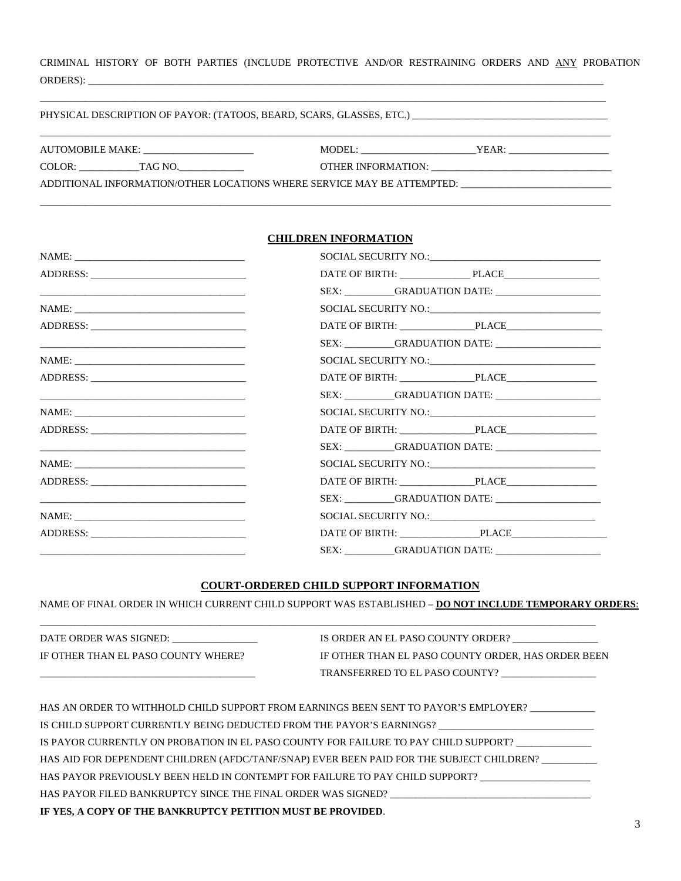CRIMINAL HISTORY OF BOTH PARTIES (INCLUDE PROTECTIVE AND/OR RESTRAINING ORDERS AND ANY PROBATION ORDERS): ____________________________________________________________

____________________________________________________________

PHYSICAL DESCRIPTION OF PAYOR: (TATOOS, BEARD, SCARS, GLASSES, ETC.) ____________________________

____________________________________________________________

AUTOMOBILE MAKE: ______________________ MODEL: ______________________ YEAR: ____________________

COLOR: ____________ TAG NO. ____________ OTHER INFORMATION: ______________________________

ADDITIONAL INFORMATION/OTHER LOCATIONS WHERE SERVICE MAY BE ATTEMPTED: ____________________________

____________________________________________________________

## CHILDREN INFORMATION

NAME: ______________________________ SOCIAL SECURITY NO.: ______________________________

ADDRESS: ______________________________ DATE OF BIRTH: ______________ PLACE ____________________

______________________________ SEX: __________ GRADUATION DATE: ____________________

NAME: ______________________________ SOCIAL SECURITY NO.: ______________________________

ADDRESS: ______________________________ DATE OF BIRTH: ______________ PLACE ____________________

______________________________ SEX: __________ GRADUATION DATE: ____________________

NAME: ______________________________ SOCIAL SECURITY NO.: ______________________________

ADDRESS: ______________________________ DATE OF BIRTH: ______________ PLACE ____________________

______________________________ SEX: __________ GRADUATION DATE: ____________________

NAME: ______________________________ SOCIAL SECURITY NO.: ______________________________

ADDRESS: ______________________________ DATE OF BIRTH: ______________ PLACE ____________________

______________________________ SEX: __________ GRADUATION DATE: ____________________

NAME: ______________________________ SOCIAL SECURITY NO.: ______________________________

ADDRESS: ______________________________ DATE OF BIRTH: ______________ PLACE ____________________

______________________________ SEX: __________ GRADUATION DATE: ____________________

NAME: ______________________________ SOCIAL SECURITY NO.: ______________________________

ADDRESS: ______________________________ DATE OF BIRTH: ______________ PLACE ____________________

______________________________ SEX: __________ GRADUATION DATE: ____________________

## COURT-ORDERED CHILD SUPPORT INFORMATION

NAME OF FINAL ORDER IN WHICH CURRENT CHILD SUPPORT WAS ESTABLISHED – **DO NOT INCLUDE TEMPORARY ORDERS**:

____________________________________________________________

DATE ORDER WAS SIGNED: ________________ IS ORDER AN EL PASO COUNTY ORDER? ________________

IF OTHER THAN EL PASO COUNTY WHERE? IF OTHER THAN EL PASO COUNTY ORDER, HAS ORDER BEEN

______________________________ TRANSFERRED TO EL PASO COUNTY? __________________

HAS AN ORDER TO WITHHOLD CHILD SUPPORT FROM EARNINGS BEEN SENT TO PAYOR'S EMPLOYER? ____________

IS CHILD SUPPORT CURRENTLY BEING DEDUCTED FROM THE PAYOR'S EARNINGS? ______________________________

IS PAYOR CURRENTLY ON PROBATION IN EL PASO COUNTY FOR FAILURE TO PAY CHILD SUPPORT? ______________

HAS AID FOR DEPENDENT CHILDREN (AFDC/TANF/SNAP) EVER BEEN PAID FOR THE SUBJECT CHILDREN? __________

HAS PAYOR PREVIOUSLY BEEN HELD IN CONTEMPT FOR FAILURE TO PAY CHILD SUPPORT? ____________________

HAS PAYOR FILED BANKRUPTCY SINCE THE FINAL ORDER WAS SIGNED? ______________________________

**IF YES, A COPY OF THE BANKRUPTCY PETITION MUST BE PROVIDED**.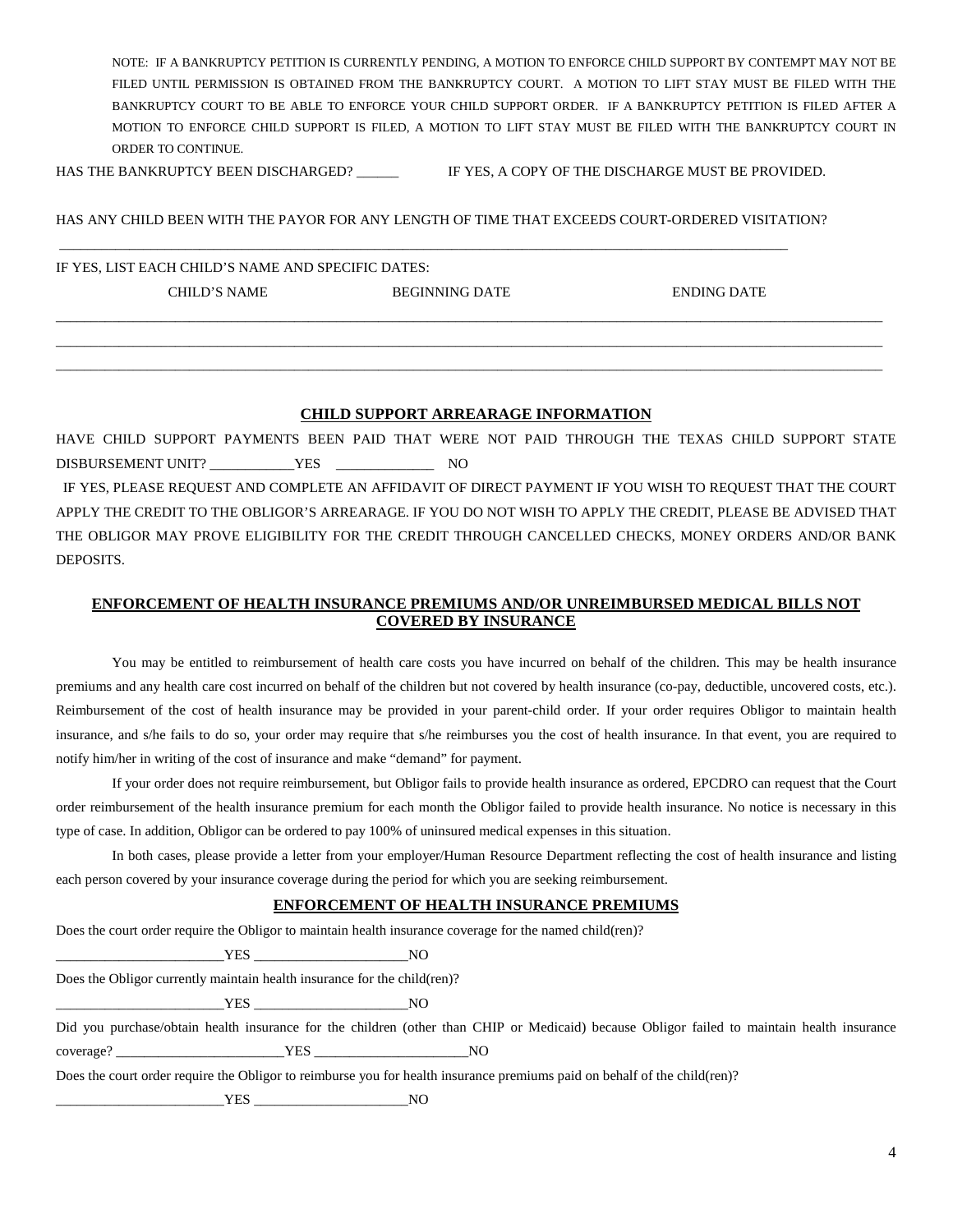NOTE: IF A BANKRUPTCY PETITION IS CURRENTLY PENDING, A MOTION TO ENFORCE CHILD SUPPORT BY CONTEMPT MAY NOT BE FILED UNTIL PERMISSION IS OBTAINED FROM THE BANKRUPTCY COURT. A MOTION TO LIFT STAY MUST BE FILED WITH THE BANKRUPTCY COURT TO BE ABLE TO ENFORCE YOUR CHILD SUPPORT ORDER. IF A BANKRUPTCY PETITION IS FILED AFTER A MOTION TO ENFORCE CHILD SUPPORT IS FILED, A MOTION TO LIFT STAY MUST BE FILED WITH THE BANKRUPTCY COURT IN ORDER TO CONTINUE.

HAS THE BANKRUPTCY BEEN DISCHARGED? ______ IF YES, A COPY OF THE DISCHARGE MUST BE PROVIDED.

HAS ANY CHILD BEEN WITH THE PAYOR FOR ANY LENGTH OF TIME THAT EXCEEDS COURT-ORDERED VISITATION?

______________________________________________________________________________________________

IF YES, LIST EACH CHILD'S NAME AND SPECIFIC DATES:

| CHILD'S NAME | BEGINNING DATE | ENDING DATE |
|---|---|---|
| | | |
| | | |
| | | |

## CHILD SUPPORT ARREARAGE INFORMATION

HAVE CHILD SUPPORT PAYMENTS BEEN PAID THAT WERE NOT PAID THROUGH THE TEXAS CHILD SUPPORT STATE DISBURSEMENT UNIT? ____________YES _____________ NO

IF YES, PLEASE REQUEST AND COMPLETE AN AFFIDAVIT OF DIRECT PAYMENT IF YOU WISH TO REQUEST THAT THE COURT APPLY THE CREDIT TO THE OBLIGOR'S ARREARAGE. IF YOU DO NOT WISH TO APPLY THE CREDIT, PLEASE BE ADVISED THAT THE OBLIGOR MAY PROVE ELIGIBILITY FOR THE CREDIT THROUGH CANCELLED CHECKS, MONEY ORDERS AND/OR BANK DEPOSITS.

## ENFORCEMENT OF HEALTH INSURANCE PREMIUMS AND/OR UNREIMBURSED MEDICAL BILLS NOT COVERED BY INSURANCE

You may be entitled to reimbursement of health care costs you have incurred on behalf of the children. This may be health insurance premiums and any health care cost incurred on behalf of the children but not covered by health insurance (co-pay, deductible, uncovered costs, etc.). Reimbursement of the cost of health insurance may be provided in your parent-child order. If your order requires Obligor to maintain health insurance, and s/he fails to do so, your order may require that s/he reimburses you the cost of health insurance. In that event, you are required to notify him/her in writing of the cost of insurance and make "demand" for payment.

If your order does not require reimbursement, but Obligor fails to provide health insurance as ordered, EPCDRO can request that the Court order reimbursement of the health insurance premium for each month the Obligor failed to provide health insurance. No notice is necessary in this type of case. In addition, Obligor can be ordered to pay 100% of uninsured medical expenses in this situation.

In both cases, please provide a letter from your employer/Human Resource Department reflecting the cost of health insurance and listing each person covered by your insurance coverage during the period for which you are seeking reimbursement.

## ENFORCEMENT OF HEALTH INSURANCE PREMIUMS

Does the court order require the Obligor to maintain health insurance coverage for the named child(ren)?

________________________YES ______________________NO

Does the Obligor currently maintain health insurance for the child(ren)?

________________________YES ______________________NO

Did you purchase/obtain health insurance for the children (other than CHIP or Medicaid) because Obligor failed to maintain health insurance coverage? ________________________YES ______________________NO

Does the court order require the Obligor to reimburse you for health insurance premiums paid on behalf of the child(ren)?

________________________YES ______________________NO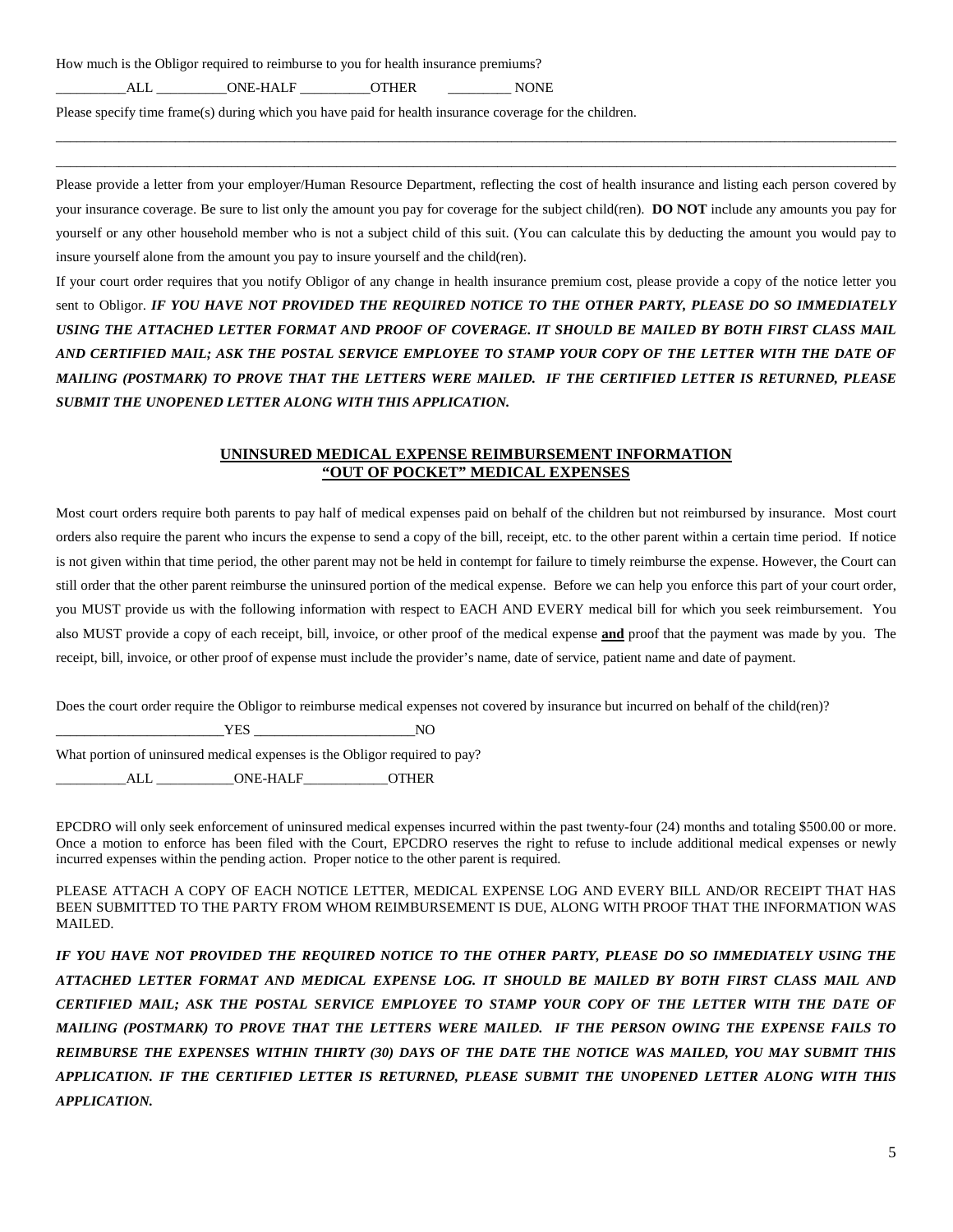How much is the Obligor required to reimburse to you for health insurance premiums?

__________ALL __________ONE-HALF __________OTHER _________ NONE

Please specify time frame(s) during which you have paid for health insurance coverage for the children.

______________________________________________________________________________________________________

______________________________________________________________________________________________________

Please provide a letter from your employer/Human Resource Department, reflecting the cost of health insurance and listing each person covered by your insurance coverage. Be sure to list only the amount you pay for coverage for the subject child(ren). **DO NOT** include any amounts you pay for yourself or any other household member who is not a subject child of this suit. (You can calculate this by deducting the amount you would pay to insure yourself alone from the amount you pay to insure yourself and the child(ren).

If your court order requires that you notify Obligor of any change in health insurance premium cost, please provide a copy of the notice letter you sent to Obligor. ***IF YOU HAVE NOT PROVIDED THE REQUIRED NOTICE TO THE OTHER PARTY, PLEASE DO SO IMMEDIATELY USING THE ATTACHED LETTER FORMAT AND PROOF OF COVERAGE. IT SHOULD BE MAILED BY BOTH FIRST CLASS MAIL AND CERTIFIED MAIL; ASK THE POSTAL SERVICE EMPLOYEE TO STAMP YOUR COPY OF THE LETTER WITH THE DATE OF MAILING (POSTMARK) TO PROVE THAT THE LETTERS WERE MAILED. IF THE CERTIFIED LETTER IS RETURNED, PLEASE SUBMIT THE UNOPENED LETTER ALONG WITH THIS APPLICATION.***

## UNINSURED MEDICAL EXPENSE REIMBURSEMENT INFORMATION
## "OUT OF POCKET" MEDICAL EXPENSES

Most court orders require both parents to pay half of medical expenses paid on behalf of the children but not reimbursed by insurance. Most court orders also require the parent who incurs the expense to send a copy of the bill, receipt, etc. to the other parent within a certain time period. If notice is not given within that time period, the other parent may not be held in contempt for failure to timely reimburse the expense. However, the Court can still order that the other parent reimburse the uninsured portion of the medical expense. Before we can help you enforce this part of your court order, you MUST provide us with the following information with respect to EACH AND EVERY medical bill for which you seek reimbursement. You also MUST provide a copy of each receipt, bill, invoice, or other proof of the medical expense **and** proof that the payment was made by you. The receipt, bill, invoice, or other proof of expense must include the provider's name, date of service, patient name and date of payment.

Does the court order require the Obligor to reimburse medical expenses not covered by insurance but incurred on behalf of the child(ren)?

________________________YES _______________________NO

What portion of uninsured medical expenses is the Obligor required to pay?

__________ALL ___________ONE-HALF____________OTHER

EPCDRO will only seek enforcement of uninsured medical expenses incurred within the past twenty-four (24) months and totaling $500.00 or more. Once a motion to enforce has been filed with the Court, EPCDRO reserves the right to refuse to include additional medical expenses or newly incurred expenses within the pending action. Proper notice to the other parent is required.

PLEASE ATTACH A COPY OF EACH NOTICE LETTER, MEDICAL EXPENSE LOG AND EVERY BILL AND/OR RECEIPT THAT HAS BEEN SUBMITTED TO THE PARTY FROM WHOM REIMBURSEMENT IS DUE, ALONG WITH PROOF THAT THE INFORMATION WAS MAILED.

***IF YOU HAVE NOT PROVIDED THE REQUIRED NOTICE TO THE OTHER PARTY, PLEASE DO SO IMMEDIATELY USING THE ATTACHED LETTER FORMAT AND MEDICAL EXPENSE LOG. IT SHOULD BE MAILED BY BOTH FIRST CLASS MAIL AND CERTIFIED MAIL; ASK THE POSTAL SERVICE EMPLOYEE TO STAMP YOUR COPY OF THE LETTER WITH THE DATE OF MAILING (POSTMARK) TO PROVE THAT THE LETTERS WERE MAILED. IF THE PERSON OWING THE EXPENSE FAILS TO REIMBURSE THE EXPENSES WITHIN THIRTY (30) DAYS OF THE DATE THE NOTICE WAS MAILED, YOU MAY SUBMIT THIS APPLICATION. IF THE CERTIFIED LETTER IS RETURNED, PLEASE SUBMIT THE UNOPENED LETTER ALONG WITH THIS APPLICATION.***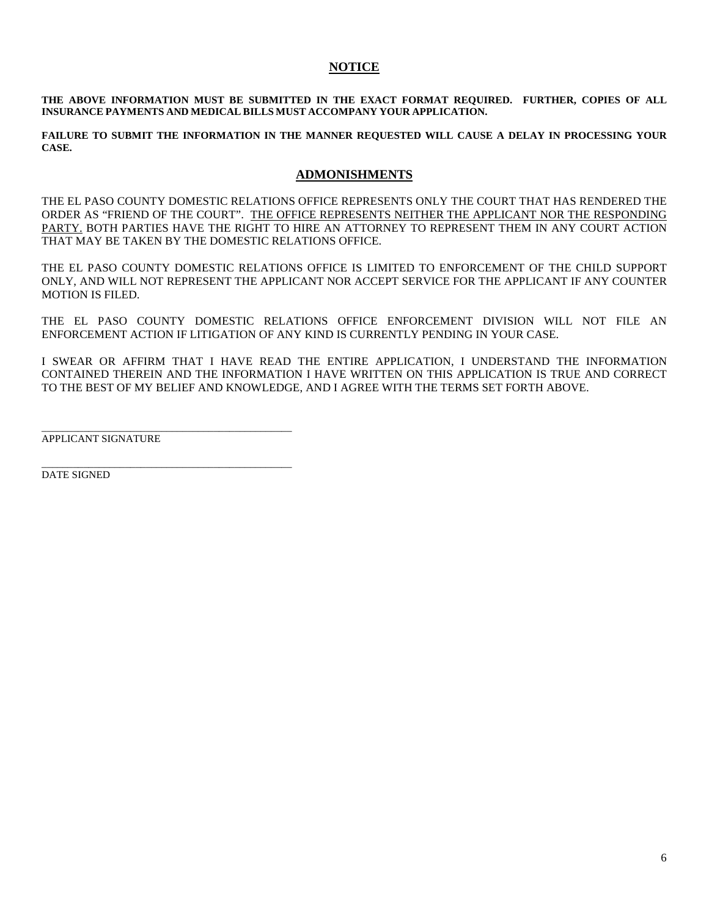## NOTICE

**THE ABOVE INFORMATION MUST BE SUBMITTED IN THE EXACT FORMAT REQUIRED. FURTHER, COPIES OF ALL INSURANCE PAYMENTS AND MEDICAL BILLS MUST ACCOMPANY YOUR APPLICATION.**

**FAILURE TO SUBMIT THE INFORMATION IN THE MANNER REQUESTED WILL CAUSE A DELAY IN PROCESSING YOUR CASE.**

## ADMONISHMENTS

THE EL PASO COUNTY DOMESTIC RELATIONS OFFICE REPRESENTS ONLY THE COURT THAT HAS RENDERED THE ORDER AS "FRIEND OF THE COURT". <u>THE OFFICE REPRESENTS NEITHER THE APPLICANT NOR THE RESPONDING PARTY.</u> BOTH PARTIES HAVE THE RIGHT TO HIRE AN ATTORNEY TO REPRESENT THEM IN ANY COURT ACTION THAT MAY BE TAKEN BY THE DOMESTIC RELATIONS OFFICE.

THE EL PASO COUNTY DOMESTIC RELATIONS OFFICE IS LIMITED TO ENFORCEMENT OF THE CHILD SUPPORT ONLY, AND WILL NOT REPRESENT THE APPLICANT NOR ACCEPT SERVICE FOR THE APPLICANT IF ANY COUNTER MOTION IS FILED.

THE EL PASO COUNTY DOMESTIC RELATIONS OFFICE ENFORCEMENT DIVISION WILL NOT FILE AN ENFORCEMENT ACTION IF LITIGATION OF ANY KIND IS CURRENTLY PENDING IN YOUR CASE.

I SWEAR OR AFFIRM THAT I HAVE READ THE ENTIRE APPLICATION, I UNDERSTAND THE INFORMATION CONTAINED THEREIN AND THE INFORMATION I HAVE WRITTEN ON THIS APPLICATION IS TRUE AND CORRECT TO THE BEST OF MY BELIEF AND KNOWLEDGE, AND I AGREE WITH THE TERMS SET FORTH ABOVE.

\_\_\_\_\_\_\_\_\_\_\_\_\_\_\_\_\_\_\_\_\_\_\_\_\_\_\_\_\_\_\_\_\_\_\_\_\_\_\_\_\_\_\_\_
APPLICANT SIGNATURE

\_\_\_\_\_\_\_\_\_\_\_\_\_\_\_\_\_\_\_\_\_\_\_\_\_\_\_\_\_\_\_\_\_\_\_\_\_\_\_\_\_\_\_\_
DATE SIGNED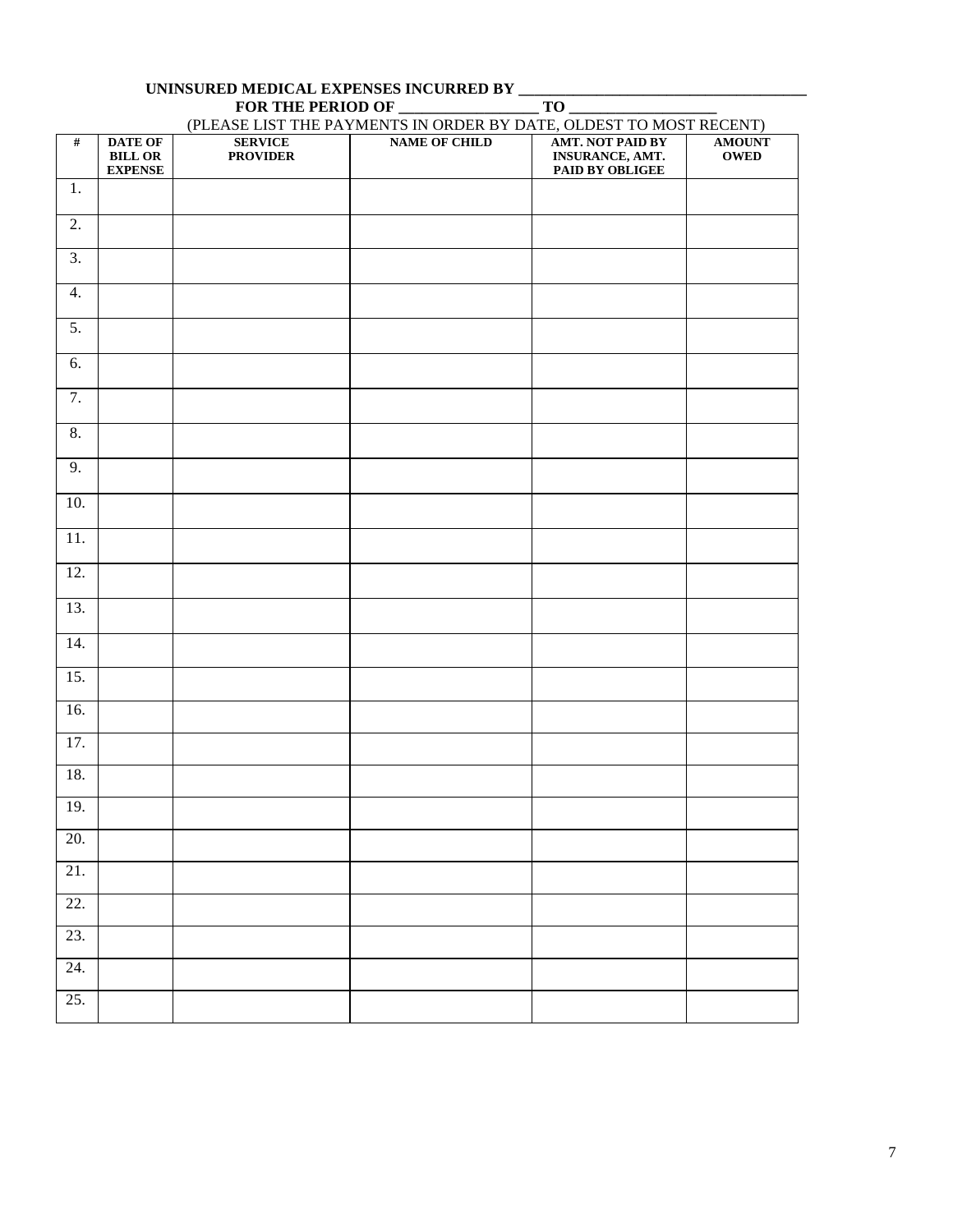**UNINSURED MEDICAL EXPENSES INCURRED BY ____________________________________**

**FOR THE PERIOD OF __________________ TO ___________________**

(PLEASE LIST THE PAYMENTS IN ORDER BY DATE, OLDEST TO MOST RECENT)

| # | DATE OF BILL OR EXPENSE | SERVICE PROVIDER | NAME OF CHILD | AMT. NOT PAID BY INSURANCE, AMT. PAID BY OBLIGEE | AMOUNT OWED |
|---|---|---|---|---|---|
| 1. | | | | | |
| 2. | | | | | |
| 3. | | | | | |
| 4. | | | | | |
| 5. | | | | | |
| 6. | | | | | |
| 7. | | | | | |
| 8. | | | | | |
| 9. | | | | | |
| 10. | | | | | |
| 11. | | | | | |
| 12. | | | | | |
| 13. | | | | | |
| 14. | | | | | |
| 15. | | | | | |
| 16. | | | | | |
| 17. | | | | | |
| 18. | | | | | |
| 19. | | | | | |
| 20. | | | | | |
| 21. | | | | | |
| 22. | | | | | |
| 23. | | | | | |
| 24. | | | | | |
| 25. | | | | | |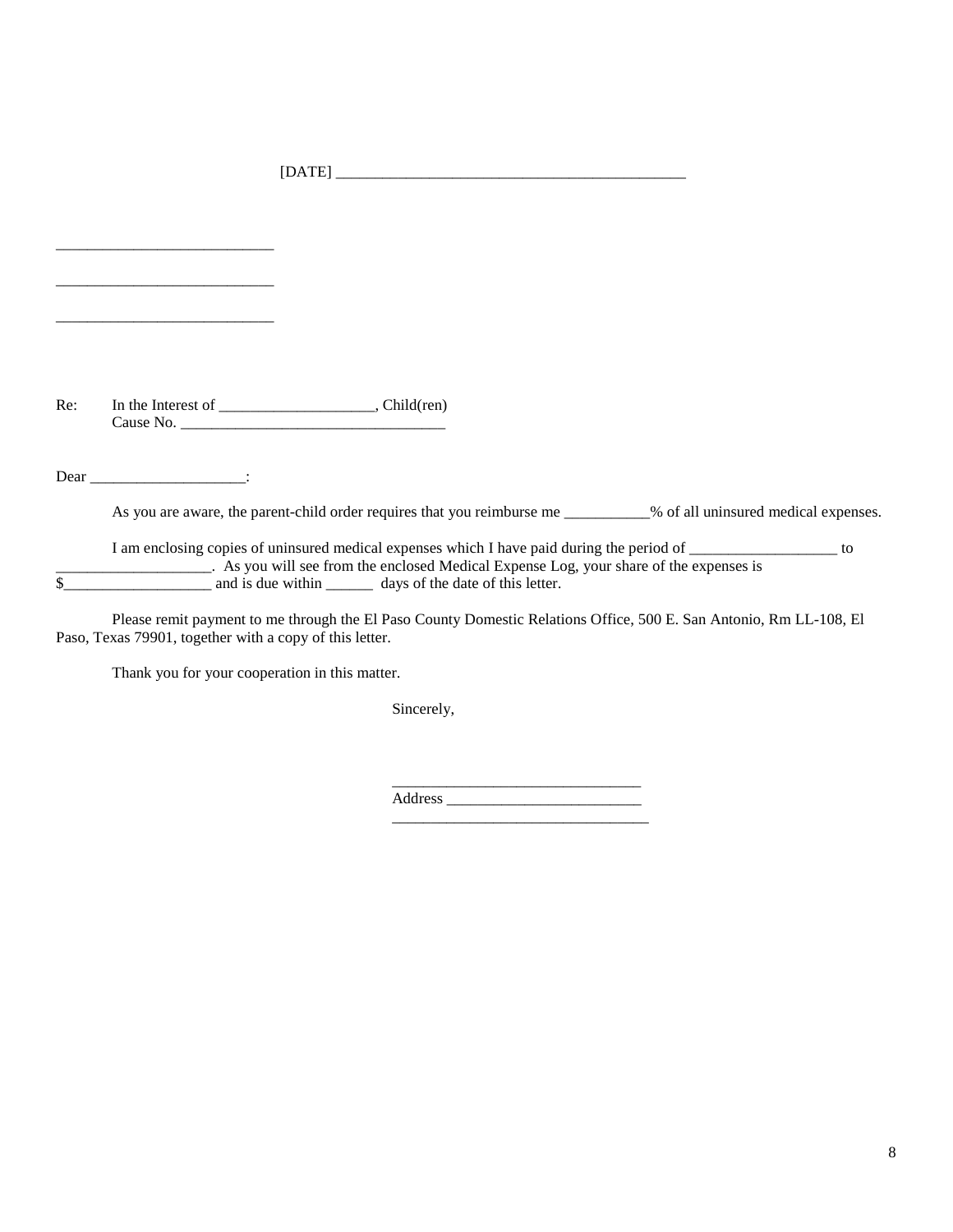[DATE] ____________________________________________

___________________________

___________________________

___________________________

Re: In the Interest of ____________________, Child(ren)
Cause No. __________________________________

Dear ___________________:

As you are aware, the parent-child order requires that you reimburse me ___________% of all uninsured medical expenses.

I am enclosing copies of uninsured medical expenses which I have paid during the period of ___________________ to ____________________. As you will see from the enclosed Medical Expense Log, your share of the expenses is $___________________ and is due within ______ days of the date of this letter.

Please remit payment to me through the El Paso County Domestic Relations Office, 500 E. San Antonio, Rm LL-108, El Paso, Texas 79901, together with a copy of this letter.

Thank you for your cooperation in this matter.

Sincerely,

_______________________________
Address _________________________
________________________________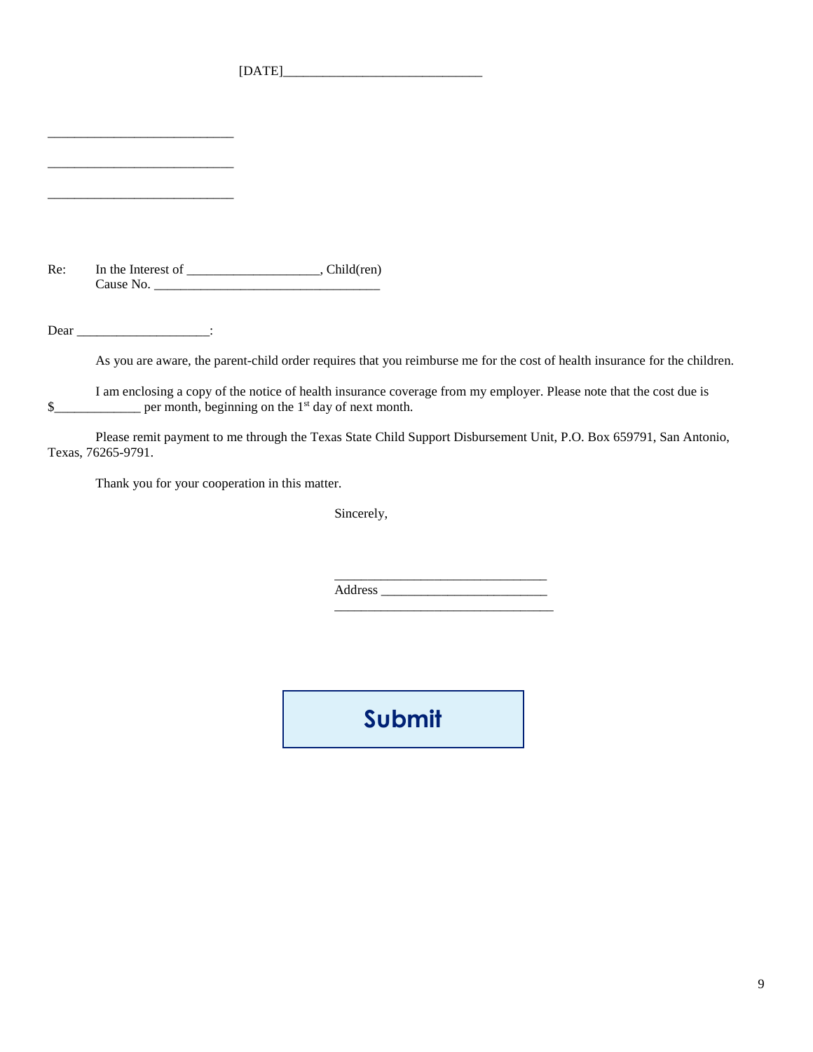[DATE]\_\_\_\_\_\_\_\_\_\_\_\_\_\_\_\_\_\_\_\_\_\_\_\_\_\_\_\_\_\_

\_\_\_\_\_\_\_\_\_\_\_\_\_\_\_\_\_\_\_\_\_\_\_\_\_\_\_\_

\_\_\_\_\_\_\_\_\_\_\_\_\_\_\_\_\_\_\_\_\_\_\_\_\_\_\_\_

\_\_\_\_\_\_\_\_\_\_\_\_\_\_\_\_\_\_\_\_\_\_\_\_\_\_\_\_

Re: In the Interest of \_\_\_\_\_\_\_\_\_\_\_\_\_\_\_\_\_\_\_\_, Child(ren)
Cause No. \_\_\_\_\_\_\_\_\_\_\_\_\_\_\_\_\_\_\_\_\_\_\_\_\_\_\_\_\_\_\_\_\_\_\_

Dear \_\_\_\_\_\_\_\_\_\_\_\_\_\_\_\_\_\_\_\_:

As you are aware, the parent-child order requires that you reimburse me for the cost of health insurance for the children.

I am enclosing a copy of the notice of health insurance coverage from my employer. Please note that the cost due is $\_\_\_\_\_\_\_\_\_\_\_\_\_ per month, beginning on the 1st day of next month.

Please remit payment to me through the Texas State Child Support Disbursement Unit, P.O. Box 659791, San Antonio, Texas, 76265-9791.

Thank you for your cooperation in this matter.

Sincerely,

\_\_\_\_\_\_\_\_\_\_\_\_\_\_\_\_\_\_\_\_\_\_\_\_\_\_\_\_\_\_\_\_
Address \_\_\_\_\_\_\_\_\_\_\_\_\_\_\_\_\_\_\_\_\_\_\_\_\_
\_\_\_\_\_\_\_\_\_\_\_\_\_\_\_\_\_\_\_\_\_\_\_\_\_\_\_\_\_\_\_\_\_\_

Submit